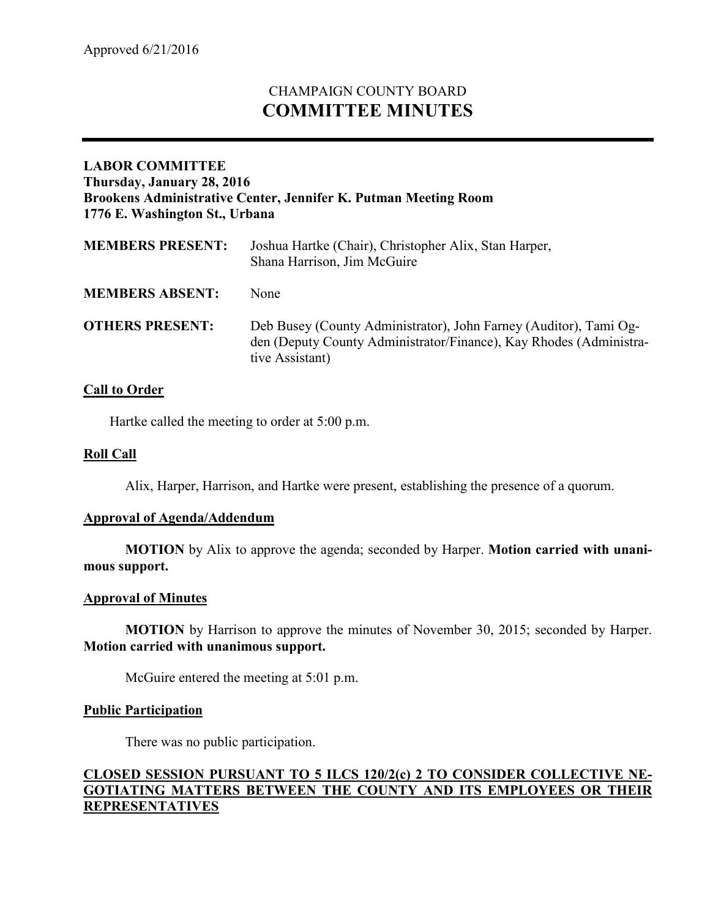Approved 6/21/2016

# CHAMPAIGN COUNTY BOARD
# COMMITTEE MINUTES

**LABOR COMMITTEE**
**Thursday, January 28, 2016**
**Brookens Administrative Center, Jennifer K. Putman Meeting Room**
**1776 E. Washington St., Urbana**

**MEMBERS PRESENT:** Joshua Hartke (Chair), Christopher Alix, Stan Harper, Shana Harrison, Jim McGuire

**MEMBERS ABSENT:** None

**OTHERS PRESENT:** Deb Busey (County Administrator), John Farney (Auditor), Tami Ogden (Deputy County Administrator/Finance), Kay Rhodes (Administrative Assistant)

**Call to Order**

Hartke called the meeting to order at 5:00 p.m.

**Roll Call**

Alix, Harper, Harrison, and Hartke were present, establishing the presence of a quorum.

**Approval of Agenda/Addendum**

**MOTION** by Alix to approve the agenda; seconded by Harper. **Motion carried with unanimous support.**

**Approval of Minutes**

**MOTION** by Harrison to approve the minutes of November 30, 2015; seconded by Harper. **Motion carried with unanimous support.**

McGuire entered the meeting at 5:01 p.m.

**Public Participation**

There was no public participation.

**CLOSED SESSION PURSUANT TO 5 ILCS 120/2(c) 2 TO CONSIDER COLLECTIVE NEGOTIATING MATTERS BETWEEN THE COUNTY AND ITS EMPLOYEES OR THEIR REPRESENTATIVES**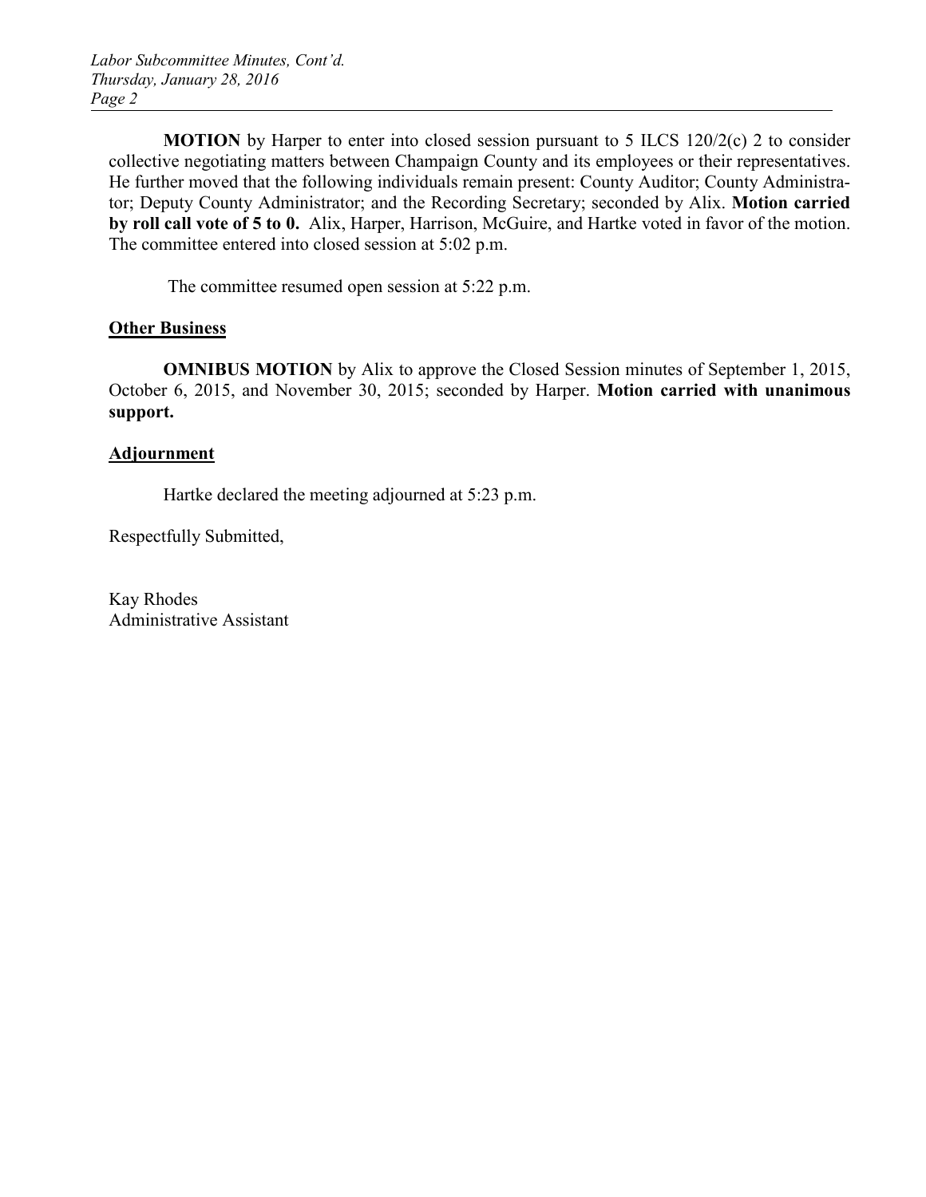**MOTION** by Harper to enter into closed session pursuant to 5 ILCS 120/2(c) 2 to consider collective negotiating matters between Champaign County and its employees or their representatives. He further moved that the following individuals remain present: County Auditor; County Administrator; Deputy County Administrator; and the Recording Secretary; seconded by Alix. **Motion carried by roll call vote of 5 to 0.** Alix, Harper, Harrison, McGuire, and Hartke voted in favor of the motion. The committee entered into closed session at 5:02 p.m.

The committee resumed open session at 5:22 p.m.

## Other Business

**OMNIBUS MOTION** by Alix to approve the Closed Session minutes of September 1, 2015, October 6, 2015, and November 30, 2015; seconded by Harper. **Motion carried with unanimous support.**

## Adjournment

Hartke declared the meeting adjourned at 5:23 p.m.

Respectfully Submitted,

Kay Rhodes
Administrative Assistant